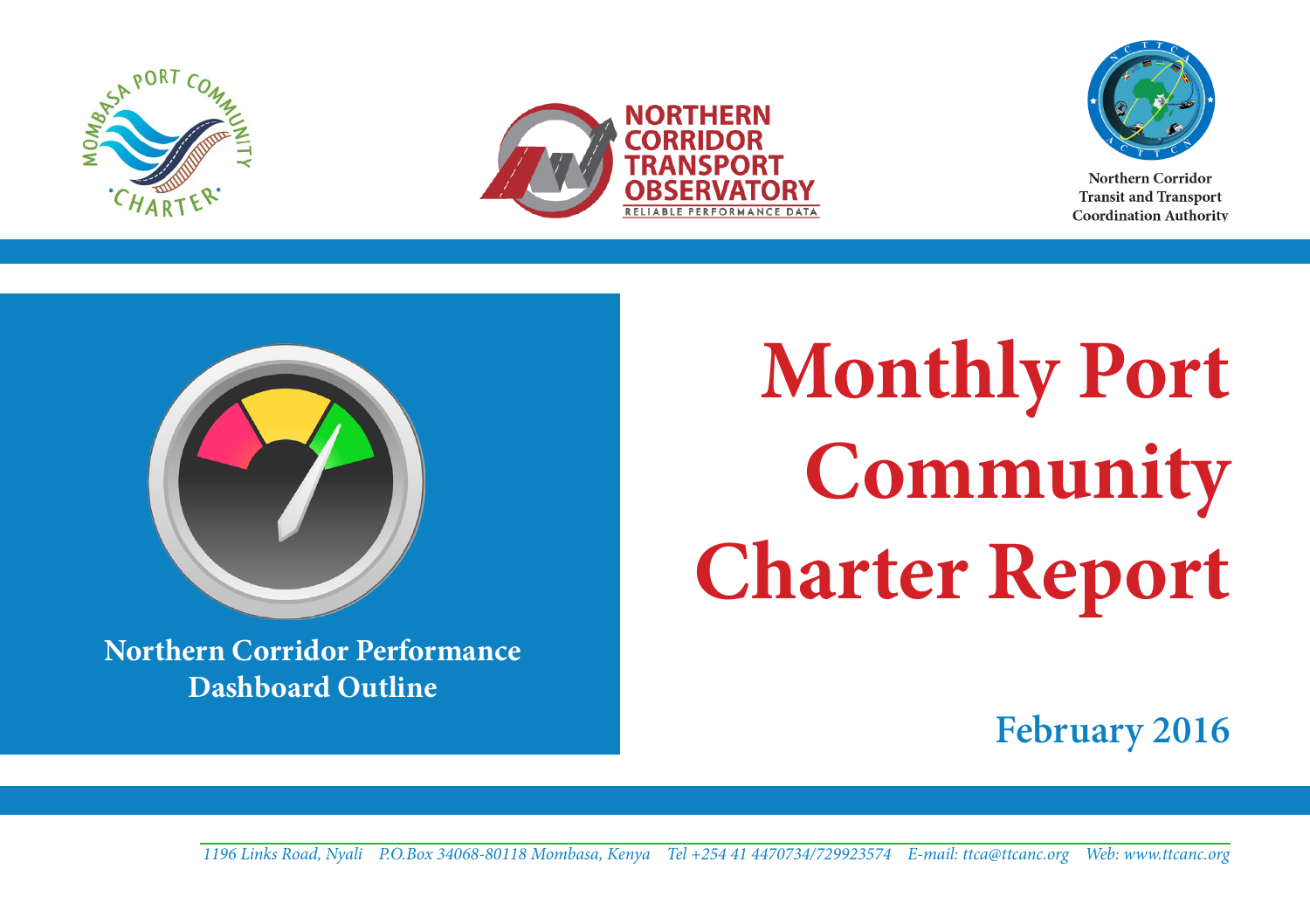Northern Corridor Transit and Transport Coordination Authority

# Monthly Port Community Charter Report

**Northern Corridor Performance Dashboard Outline**

**February 2016**

*1196 Links Road, Nyali P.O.Box 34068-80118 Mombasa, Kenya Tel +254 41 4470734/729923574 E-mail: ttca@ttcanc.org Web: www.ttcanc.org*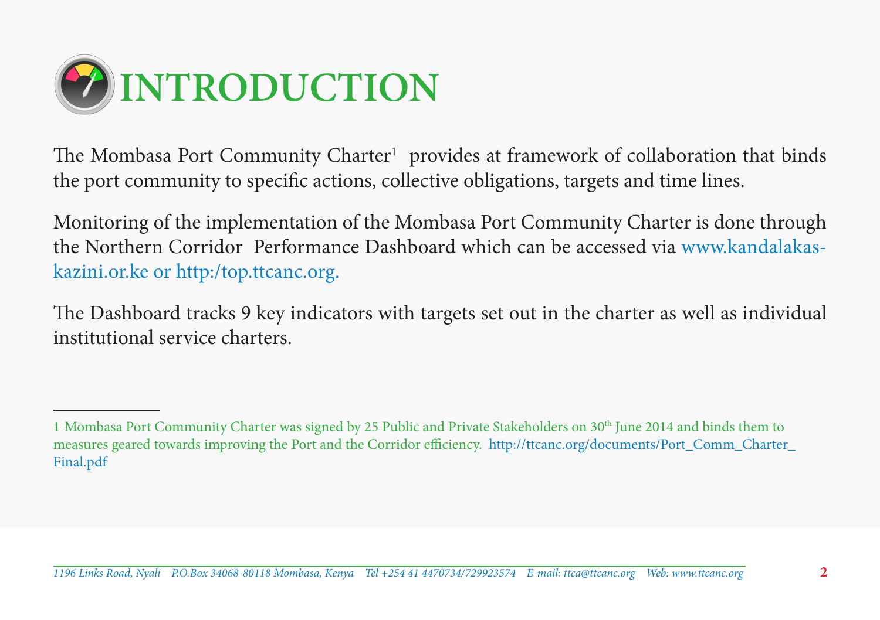# INTRODUCTION

The Mombasa Port Community Charter[1] provides at framework of collaboration that binds the port community to specific actions, collective obligations, targets and time lines.

Monitoring of the implementation of the Mombasa Port Community Charter is done through the Northern Corridor Performance Dashboard which can be accessed via www.kandalakaskazini.or.ke or http:/top.ttcanc.org.

The Dashboard tracks 9 key indicators with targets set out in the charter as well as individual institutional service charters.

---

1 Mombasa Port Community Charter was signed by 25 Public and Private Stakeholders on 30th June 2014 and binds them to measures geared towards improving the Port and the Corridor efficiency. http://ttcanc.org/documents/Port_Comm_Charter_Final.pdf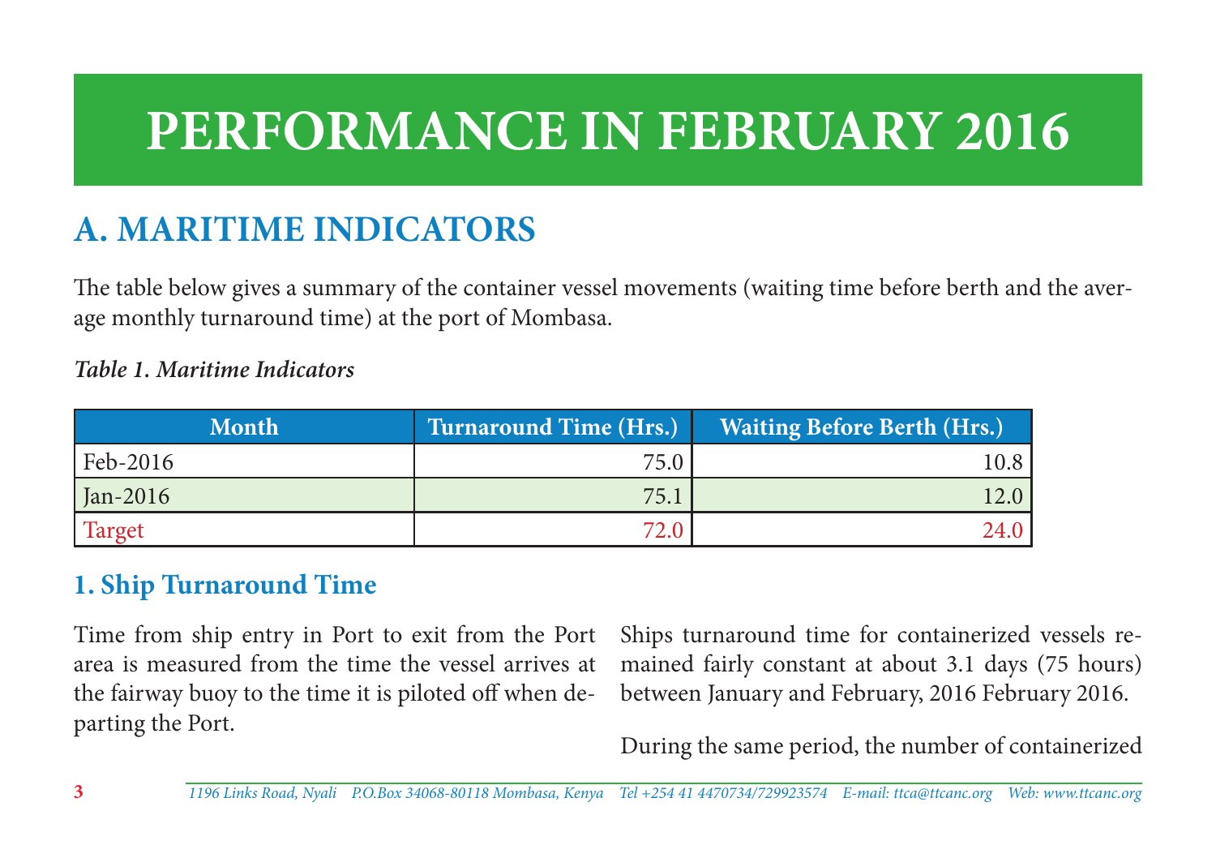# PERFORMANCE IN FEBRUARY 2016

## A. MARITIME INDICATORS

The table below gives a summary of the container vessel movements (waiting time before berth and the average monthly turnaround time) at the port of Mombasa.

***Table 1. Maritime Indicators***

| Month | Turnaround Time (Hrs.) | Waiting Before Berth (Hrs.) |
|---|---|---|
| Feb-2016 | 75.0 | 10.8 |
| Jan-2016 | 75.1 | 12.0 |
| Target | 72.0 | 24.0 |

### 1. Ship Turnaround Time

Time from ship entry in Port to exit from the Port area is measured from the time the vessel arrives at the fairway buoy to the time it is piloted off when departing the Port.

Ships turnaround time for containerized vessels remained fairly constant at about 3.1 days (75 hours) between January and February, 2016 February 2016.

During the same period, the number of containerized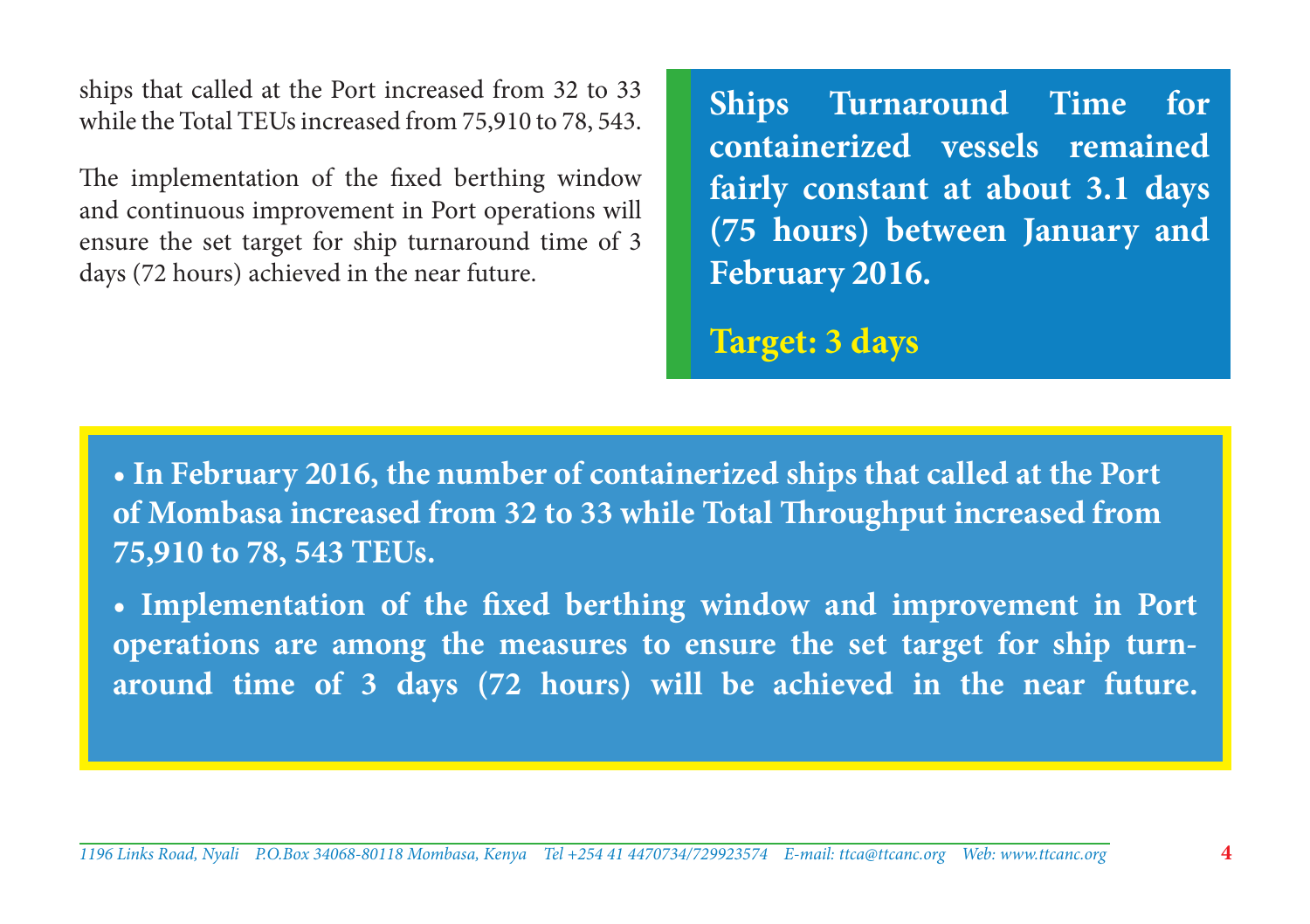ships that called at the Port increased from 32 to 33 while the Total TEUs increased from 75,910 to 78, 543.

The implementation of the fixed berthing window and continuous improvement in Port operations will ensure the set target for ship turnaround time of 3 days (72 hours) achieved in the near future.

**Ships Turnaround Time for containerized vessels remained fairly constant at about 3.1 days (75 hours) between January and February 2016.**

**Target: 3 days**

- **In February 2016, the number of containerized ships that called at the Port of Mombasa increased from 32 to 33 while Total Throughput increased from 75,910 to 78, 543 TEUs.**
- **Implementation of the fixed berthing window and improvement in Port operations are among the measures to ensure the set target for ship turn-around time of 3 days (72 hours) will be achieved in the near future.**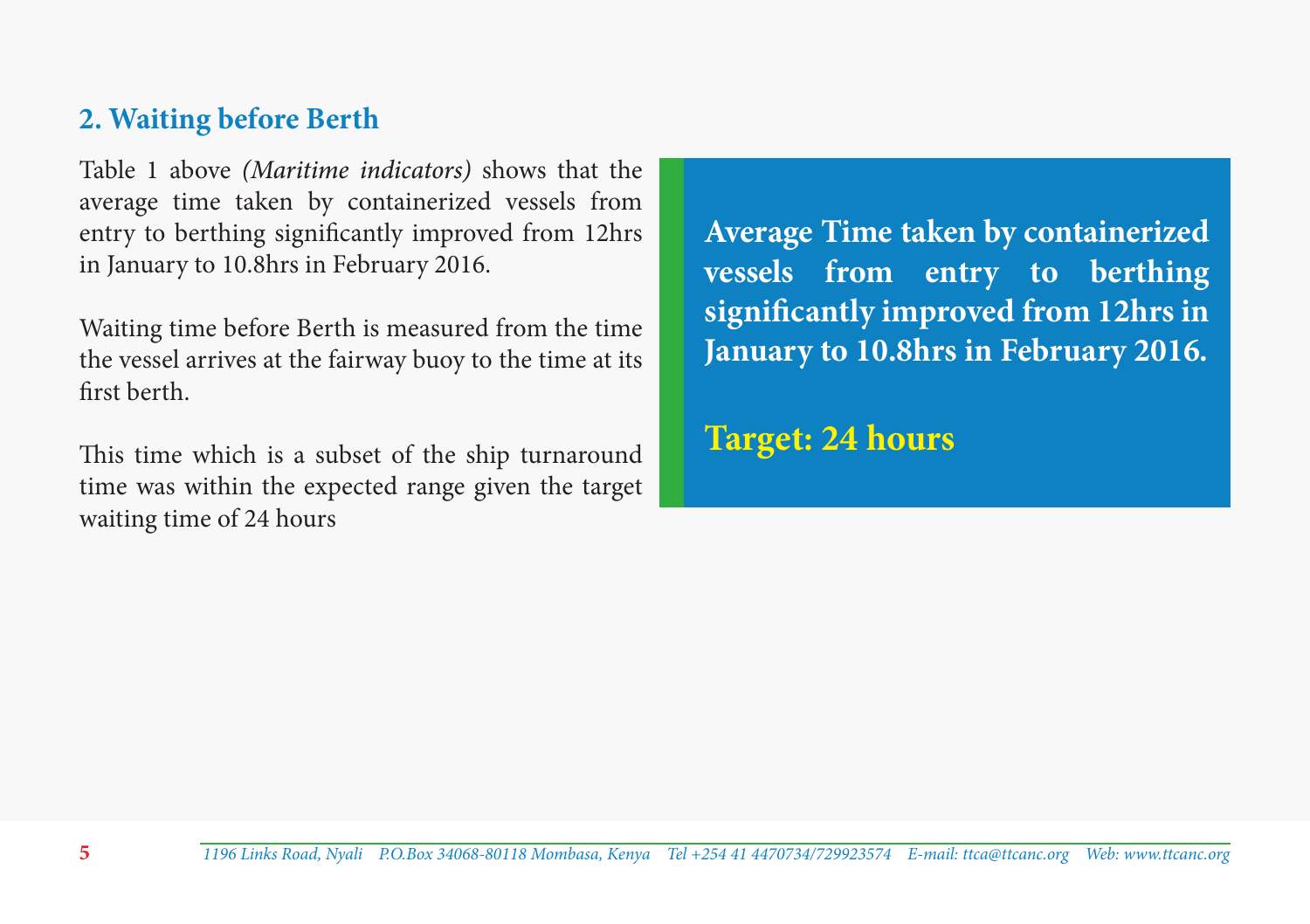## 2. Waiting before Berth

Table 1 above *(Maritime indicators)* shows that the average time taken by containerized vessels from entry to berthing significantly improved from 12hrs in January to 10.8hrs in February 2016.

Waiting time before Berth is measured from the time the vessel arrives at the fairway buoy to the time at its first berth.

This time which is a subset of the ship turnaround time was within the expected range given the target waiting time of 24 hours

**Average Time taken by containerized vessels from entry to berthing significantly improved from 12hrs in January to 10.8hrs in February 2016.**

**Target: 24 hours**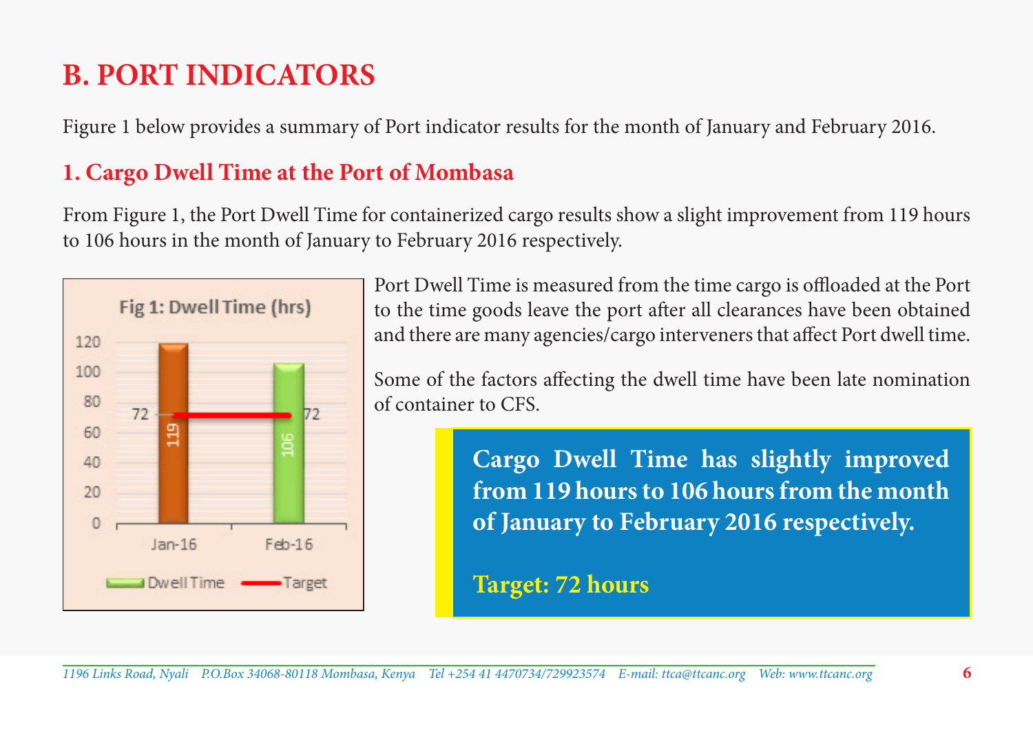# B. PORT INDICATORS

Figure 1 below provides a summary of Port indicator results for the month of January and February 2016.

## 1. Cargo Dwell Time at the Port of Mombasa

From Figure 1, the Port Dwell Time for containerized cargo results show a slight improvement from 119 hours to 106 hours in the month of January to February 2016 respectively.

Fig 1: Dwell Time (hrs)

Port Dwell Time is measured from the time cargo is offloaded at the Port to the time goods leave the port after all clearances have been obtained and there are many agencies/cargo interveners that affect Port dwell time.

Some of the factors affecting the dwell time have been late nomination of container to CFS.

**Cargo Dwell Time has slightly improved from 119 hours to 106 hours from the month of January to February 2016 respectively.**

**Target: 72 hours**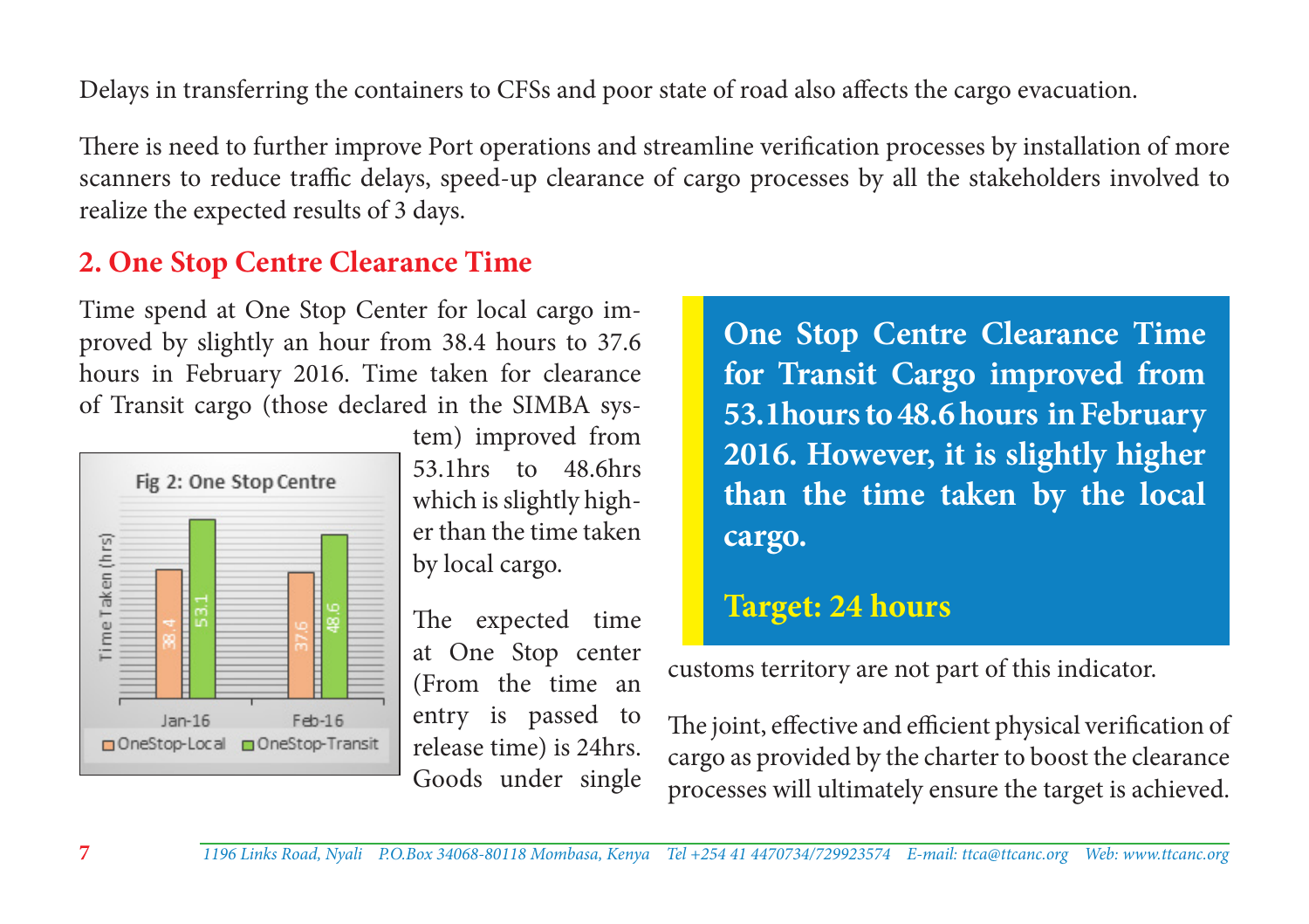Delays in transferring the containers to CFSs and poor state of road also affects the cargo evacuation.

There is need to further improve Port operations and streamline verification processes by installation of more scanners to reduce traffic delays, speed-up clearance of cargo processes by all the stakeholders involved to realize the expected results of 3 days.

## 2. One Stop Centre Clearance Time

Time spend at One Stop Center for local cargo improved by slightly an hour from 38.4 hours to 37.6 hours in February 2016. Time taken for clearance of Transit cargo (those declared in the SIMBA system) improved from 53.1hrs to 48.6hrs which is slightly higher than the time taken by local cargo.

Fig 2: One Stop Centre

| | OneStop-Local | OneStop-Transit |
|---|---|---|
| Jan-16 | 38.4 | 53.1 |
| Feb-16 | 37.6 | 48.6 |

The expected time at One Stop center (From the time an entry is passed to release time) is 24hrs. Goods under single customs territory are not part of this indicator.

**One Stop Centre Clearance Time for Transit Cargo improved from 53.1hours to 48.6 hours in February 2016. However, it is slightly higher than the time taken by the local cargo.**

**Target: 24 hours**

The joint, effective and efficient physical verification of cargo as provided by the charter to boost the clearance processes will ultimately ensure the target is achieved.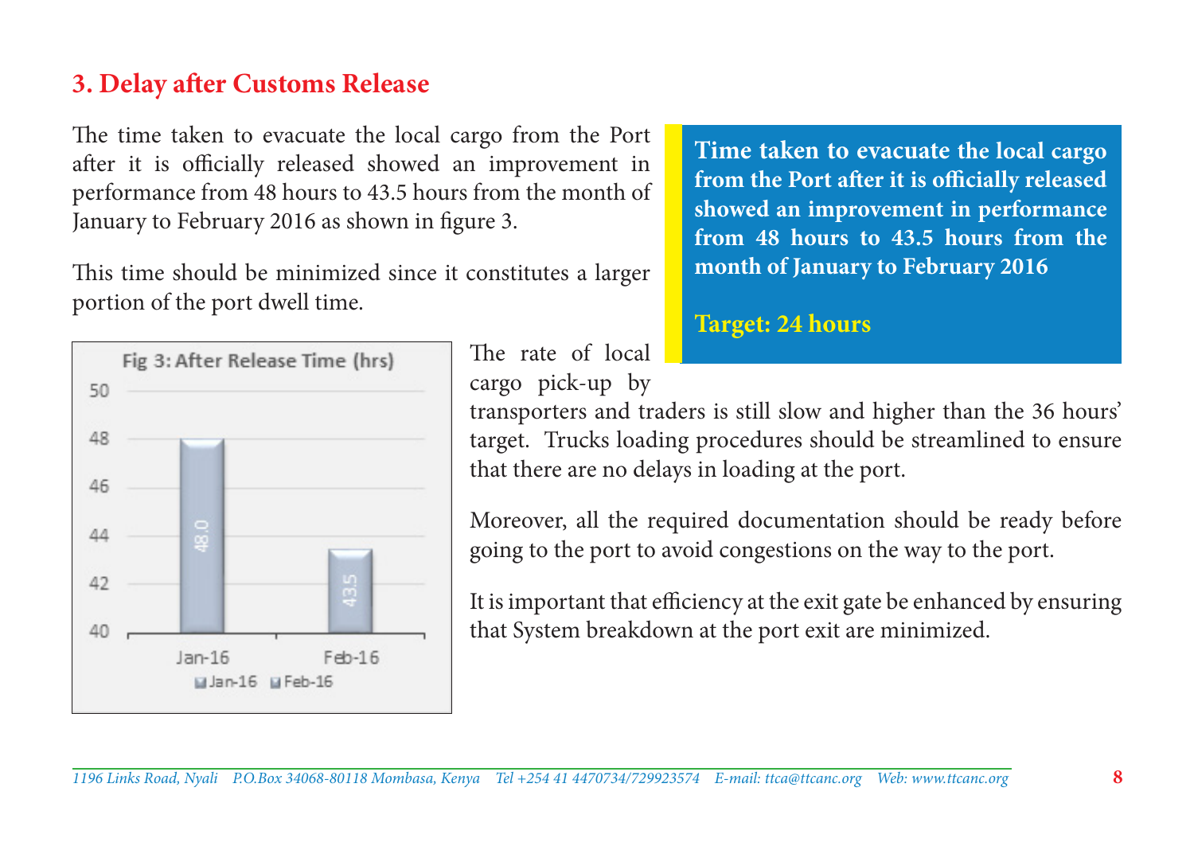## 3. Delay after Customs Release

The time taken to evacuate the local cargo from the Port after it is officially released showed an improvement in performance from 48 hours to 43.5 hours from the month of January to February 2016 as shown in figure 3.

This time should be minimized since it constitutes a larger portion of the port dwell time.

**Time taken to evacuate the local cargo from the Port after it is officially released showed an improvement in performance from 48 hours to 43.5 hours from the month of January to February 2016**

**Target: 24 hours**

Fig 3: After Release Time (hrs)

| Month | Hours |
|---|---|
| Jan-16 | 48.0 |
| Feb-16 | 43.5 |

The rate of local cargo pick-up by transporters and traders is still slow and higher than the 36 hours' target. Trucks loading procedures should be streamlined to ensure that there are no delays in loading at the port.

Moreover, all the required documentation should be ready before going to the port to avoid congestions on the way to the port.

It is important that efficiency at the exit gate be enhanced by ensuring that System breakdown at the port exit are minimized.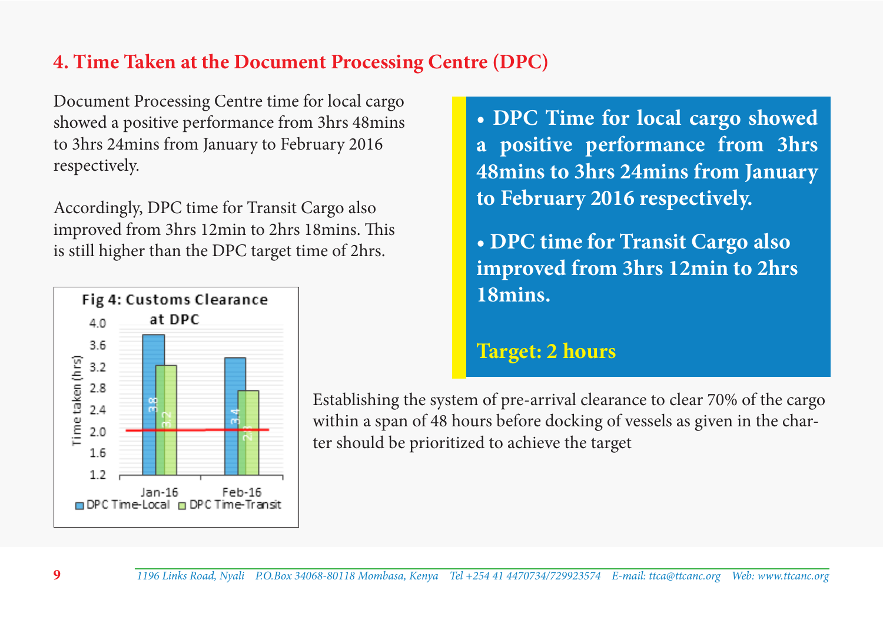## 4. Time Taken at the Document Processing Centre (DPC)

Document Processing Centre time for local cargo showed a positive performance from 3hrs 48mins to 3hrs 24mins from January to February 2016 respectively.

Accordingly, DPC time for Transit Cargo also improved from 3hrs 12min to 2hrs 18mins. This is still higher than the DPC target time of 2hrs.

**Fig 4: Customs Clearance at DPC**

| | DPC Time-Local | DPC Time-Transit |
|---|---|---|
| Jan-16 | 3.8 | 3.2 |
| Feb-16 | 3.4 | 2.8 |

- **DPC Time for local cargo showed a positive performance from 3hrs 48mins to 3hrs 24mins from January to February 2016 respectively.**
- **DPC time for Transit Cargo also improved from 3hrs 12min to 2hrs 18mins.**

**Target: 2 hours**

Establishing the system of pre-arrival clearance to clear 70% of the cargo within a span of 48 hours before docking of vessels as given in the charter should be prioritized to achieve the target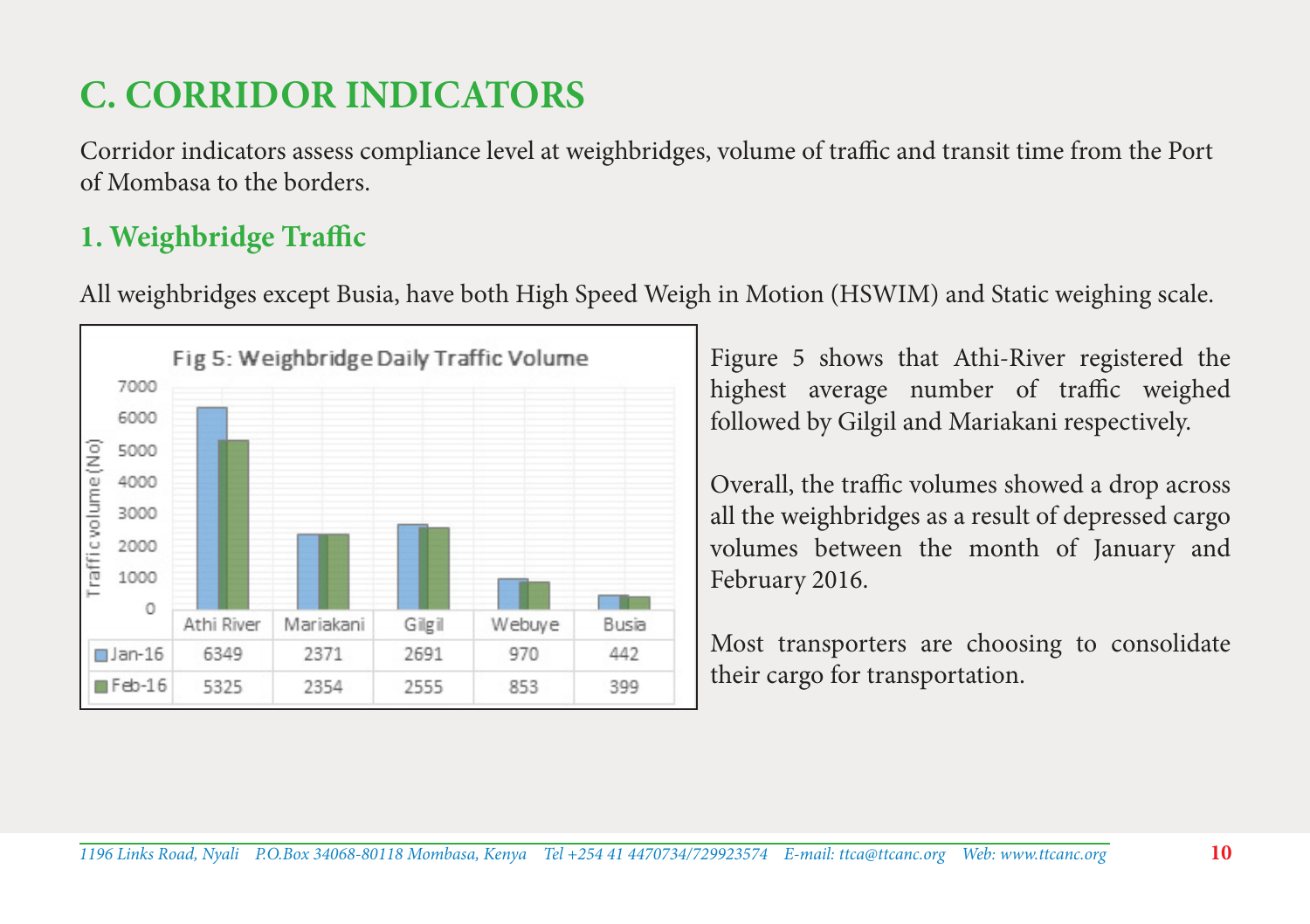# C. CORRIDOR INDICATORS

Corridor indicators assess compliance level at weighbridges, volume of traffic and transit time from the Port of Mombasa to the borders.

## 1. Weighbridge Traffic

All weighbridges except Busia, have both High Speed Weigh in Motion (HSWIM) and Static weighing scale.

Fig 5: Weighbridge Daily Traffic Volume

| | Athi River | Mariakani | Gilgil | Webuye | Busia |
|---|---|---|---|---|---|
| Jan-16 | 6349 | 2371 | 2691 | 970 | 442 |
| Feb-16 | 5325 | 2354 | 2555 | 853 | 399 |

Figure 5 shows that Athi-River registered the highest average number of traffic weighed followed by Gilgil and Mariakani respectively.

Overall, the traffic volumes showed a drop across all the weighbridges as a result of depressed cargo volumes between the month of January and February 2016.

Most transporters are choosing to consolidate their cargo for transportation.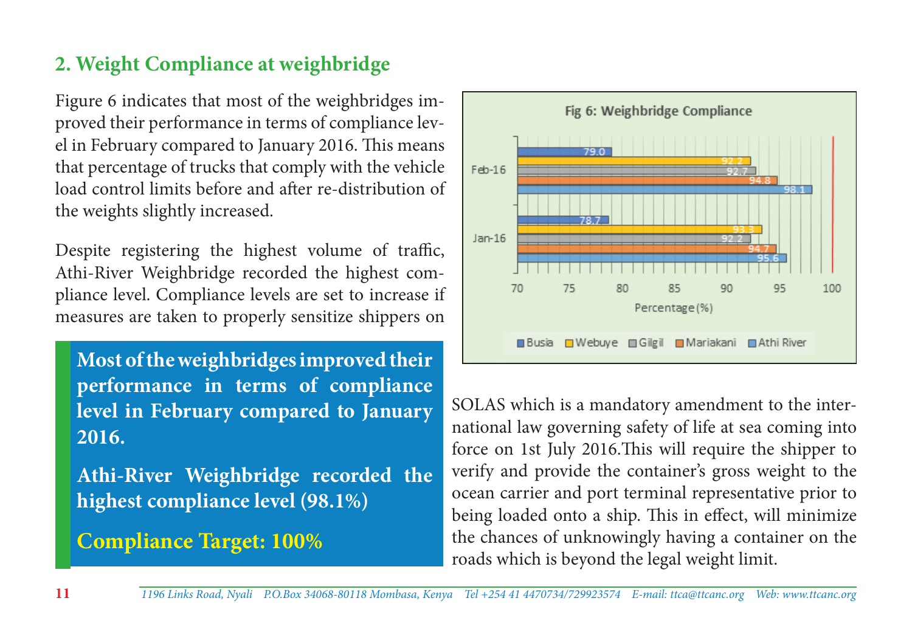## 2. Weight Compliance at weighbridge

Figure 6 indicates that most of the weighbridges improved their performance in terms of compliance level in February compared to January 2016. This means that percentage of trucks that comply with the vehicle load control limits before and after re-distribution of the weights slightly increased.

Despite registering the highest volume of traffic, Athi-River Weighbridge recorded the highest compliance level. Compliance levels are set to increase if measures are taken to properly sensitize shippers on SOLAS which is a mandatory amendment to the international law governing safety of life at sea coming into force on 1st July 2016.This will require the shipper to verify and provide the container's gross weight to the ocean carrier and port terminal representative prior to being loaded onto a ship. This in effect, will minimize the chances of unknowingly having a container on the roads which is beyond the legal weight limit.

> **Most of the weighbridges improved their performance in terms of compliance level in February compared to January 2016.**
>
> **Athi-River Weighbridge recorded the highest compliance level (98.1%)**
>
> **Compliance Target: 100%**

**Fig 6: Weighbridge Compliance**

| Percentage (%) | Busia | Webuye | Gilgil | Mariakani | Athi River |
|---|---|---|---|---|---|
| Feb-16 | 79.0 | 92.2 | 92.7 | 94.8 | 98.1 |
| Jan-16 | 78.7 | 93.3 | 92.2 | 94.7 | 95.6 |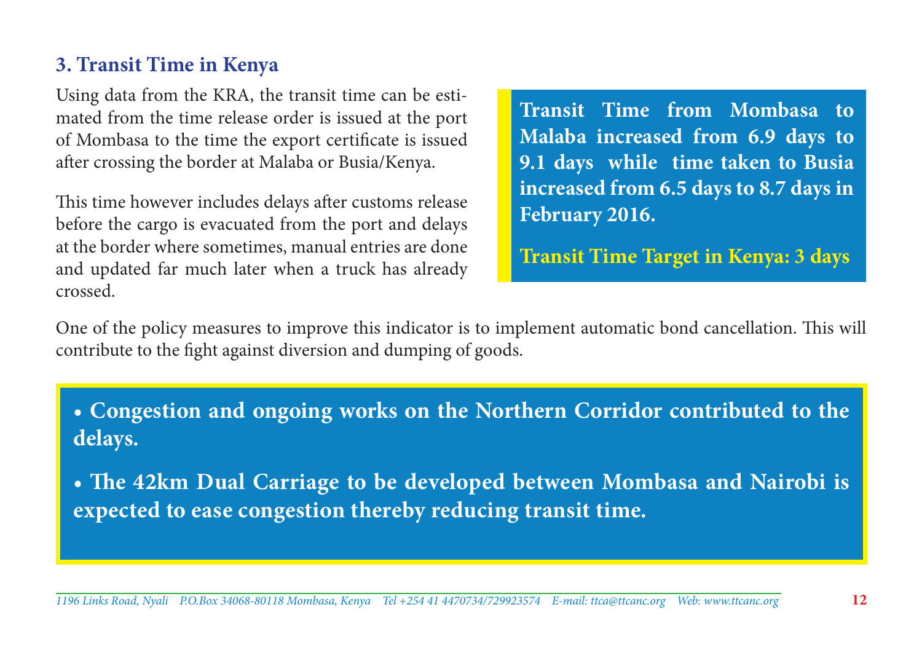## 3. Transit Time in Kenya

Using data from the KRA, the transit time can be estimated from the time release order is issued at the port of Mombasa to the time the export certificate is issued after crossing the border at Malaba or Busia/Kenya.

This time however includes delays after customs release before the cargo is evacuated from the port and delays at the border where sometimes, manual entries are done and updated far much later when a truck has already crossed.

**Transit Time from Mombasa to Malaba increased from 6.9 days to 9.1 days while time taken to Busia increased from 6.5 days to 8.7 days in February 2016.**

**Transit Time Target in Kenya: 3 days**

One of the policy measures to improve this indicator is to implement automatic bond cancellation. This will contribute to the fight against diversion and dumping of goods.

- **Congestion and ongoing works on the Northern Corridor contributed to the delays.**
- **The 42km Dual Carriage to be developed between Mombasa and Nairobi is expected to ease congestion thereby reducing transit time.**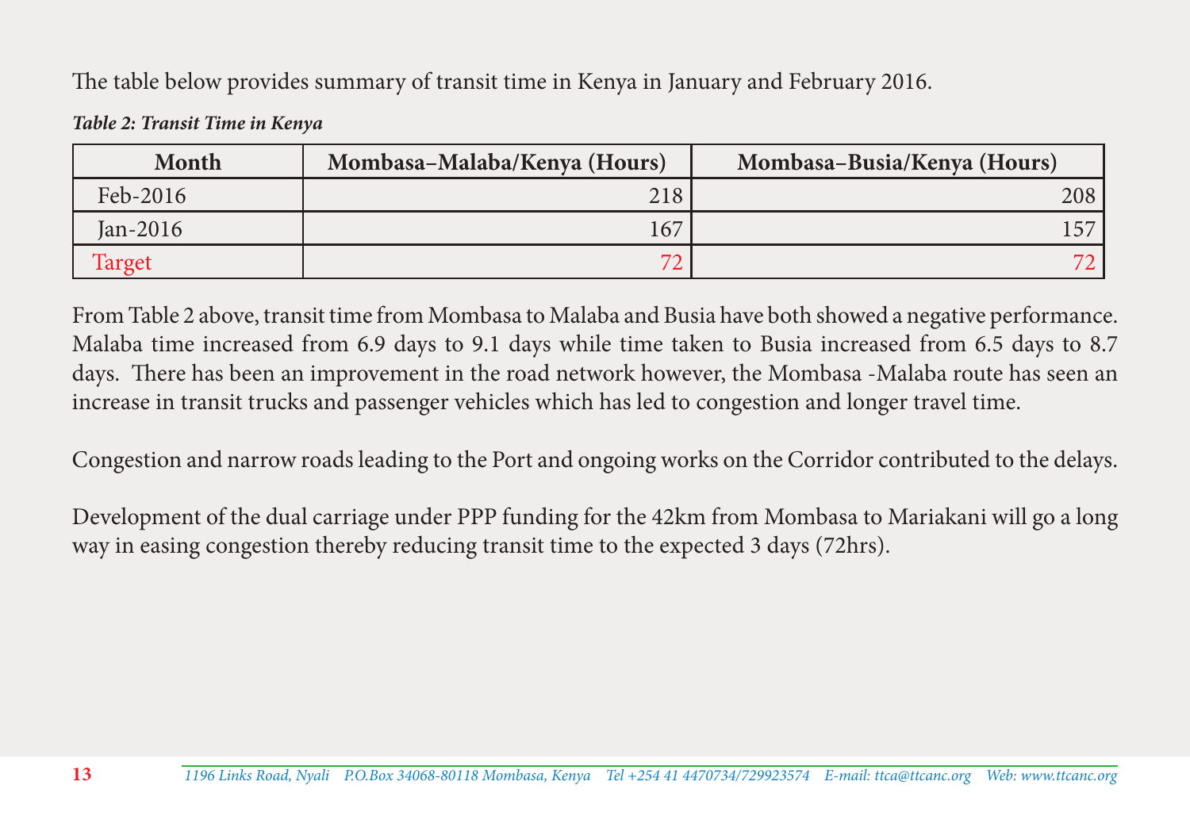The table below provides summary of transit time in Kenya in January and February 2016.

***Table 2: Transit Time in Kenya***

| Month | Mombasa–Malaba/Kenya (Hours) | Mombasa–Busia/Kenya (Hours) |
|---|---|---|
| Feb-2016 | 218 | 208 |
| Jan-2016 | 167 | 157 |
| Target | 72 | 72 |

From Table 2 above, transit time from Mombasa to Malaba and Busia have both showed a negative performance. Malaba time increased from 6.9 days to 9.1 days while time taken to Busia increased from 6.5 days to 8.7 days. There has been an improvement in the road network however, the Mombasa -Malaba route has seen an increase in transit trucks and passenger vehicles which has led to congestion and longer travel time.

Congestion and narrow roads leading to the Port and ongoing works on the Corridor contributed to the delays.

Development of the dual carriage under PPP funding for the 42km from Mombasa to Mariakani will go a long way in easing congestion thereby reducing transit time to the expected 3 days (72hrs).